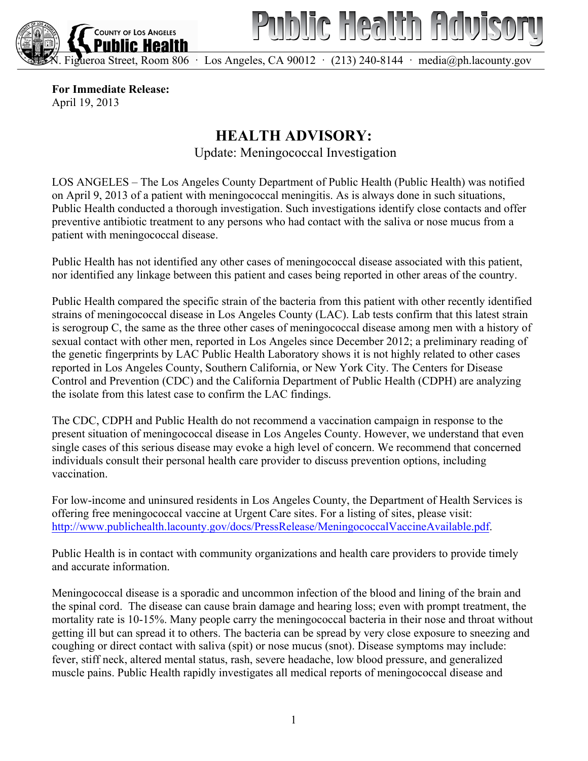# Public Health Advisory

COUNTY OF LOS ANGELES
**Public Health**

N. Figueroa Street, Room 806 · Los Angeles, CA 90012 · (213) 240-8144 · media@ph.lacounty.gov

**For Immediate Release:**
April 19, 2013

## HEALTH ADVISORY:

Update: Meningococcal Investigation

LOS ANGELES – The Los Angeles County Department of Public Health (Public Health) was notified on April 9, 2013 of a patient with meningococcal meningitis. As is always done in such situations, Public Health conducted a thorough investigation. Such investigations identify close contacts and offer preventive antibiotic treatment to any persons who had contact with the saliva or nose mucus from a patient with meningococcal disease.

Public Health has not identified any other cases of meningococcal disease associated with this patient, nor identified any linkage between this patient and cases being reported in other areas of the country.

Public Health compared the specific strain of the bacteria from this patient with other recently identified strains of meningococcal disease in Los Angeles County (LAC). Lab tests confirm that this latest strain is serogroup C, the same as the three other cases of meningococcal disease among men with a history of sexual contact with other men, reported in Los Angeles since December 2012; a preliminary reading of the genetic fingerprints by LAC Public Health Laboratory shows it is not highly related to other cases reported in Los Angeles County, Southern California, or New York City. The Centers for Disease Control and Prevention (CDC) and the California Department of Public Health (CDPH) are analyzing the isolate from this latest case to confirm the LAC findings.

The CDC, CDPH and Public Health do not recommend a vaccination campaign in response to the present situation of meningococcal disease in Los Angeles County. However, we understand that even single cases of this serious disease may evoke a high level of concern. We recommend that concerned individuals consult their personal health care provider to discuss prevention options, including vaccination.

For low-income and uninsured residents in Los Angeles County, the Department of Health Services is offering free meningococcal vaccine at Urgent Care sites. For a listing of sites, please visit: http://www.publichealth.lacounty.gov/docs/PressRelease/MeningococcalVaccineAvailable.pdf.

Public Health is in contact with community organizations and health care providers to provide timely and accurate information.

Meningococcal disease is a sporadic and uncommon infection of the blood and lining of the brain and the spinal cord. The disease can cause brain damage and hearing loss; even with prompt treatment, the mortality rate is 10-15%. Many people carry the meningococcal bacteria in their nose and throat without getting ill but can spread it to others. The bacteria can be spread by very close exposure to sneezing and coughing or direct contact with saliva (spit) or nose mucus (snot). Disease symptoms may include: fever, stiff neck, altered mental status, rash, severe headache, low blood pressure, and generalized muscle pains. Public Health rapidly investigates all medical reports of meningococcal disease and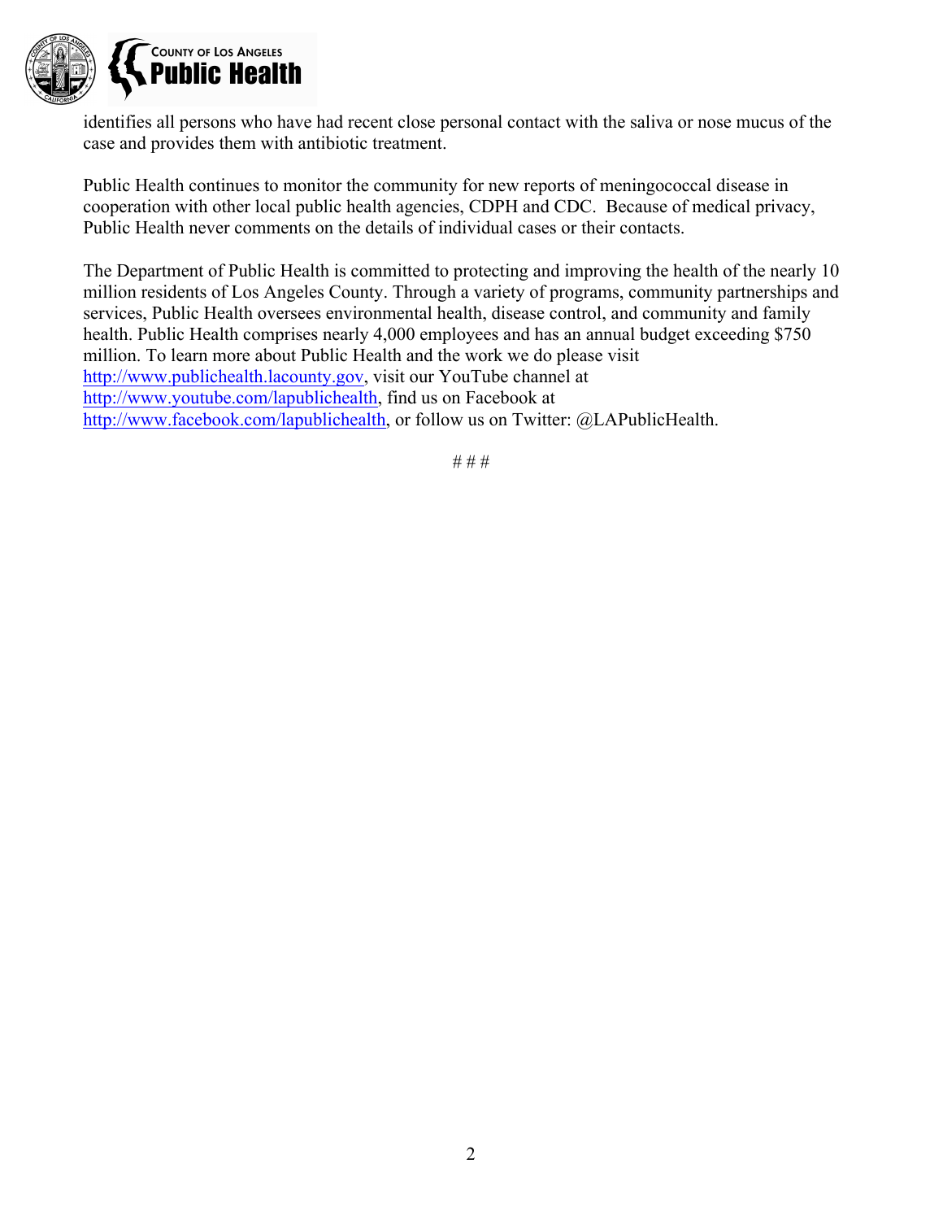identifies all persons who have had recent close personal contact with the saliva or nose mucus of the case and provides them with antibiotic treatment.

Public Health continues to monitor the community for new reports of meningococcal disease in cooperation with other local public health agencies, CDPH and CDC. Because of medical privacy, Public Health never comments on the details of individual cases or their contacts.

The Department of Public Health is committed to protecting and improving the health of the nearly 10 million residents of Los Angeles County. Through a variety of programs, community partnerships and services, Public Health oversees environmental health, disease control, and community and family health. Public Health comprises nearly 4,000 employees and has an annual budget exceeding $750 million. To learn more about Public Health and the work we do please visit http://www.publichealth.lacounty.gov, visit our YouTube channel at http://www.youtube.com/lapublichealth, find us on Facebook at http://www.facebook.com/lapublichealth, or follow us on Twitter: @LAPublicHealth.

# # #